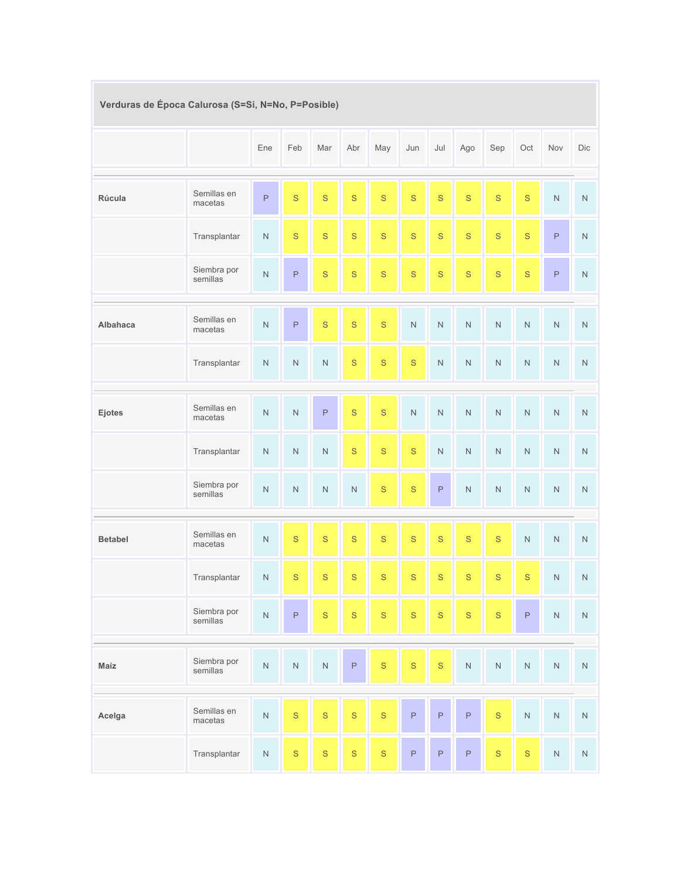| Verduras de Época Calurosa (S=Si, N=No, P=Posible) | | | | | | | | | | | | | |
|---|---|---|---|---|---|---|---|---|---|---|---|---|---|
| | | Ene | Feb | Mar | Abr | May | Jun | Jul | Ago | Sep | Oct | Nov | Dic |
| **Rúcula** | Semillas en macetas | P | S | S | S | S | S | S | S | S | S | N | N |
| | Transplantar | N | S | S | S | S | S | S | S | S | S | P | N |
| | Siembra por semillas | N | P | S | S | S | S | S | S | S | S | P | N |
| **Albahaca** | Semillas en macetas | N | P | S | S | S | N | N | N | N | N | N | N |
| | Transplantar | N | N | N | S | S | S | N | N | N | N | N | N |
| **Ejotes** | Semillas en macetas | N | N | P | S | S | N | N | N | N | N | N | N |
| | Transplantar | N | N | N | S | S | S | N | N | N | N | N | N |
| | Siembra por semillas | N | N | N | N | S | S | P | N | N | N | N | N |
| **Betabel** | Semillas en macetas | N | S | S | S | S | S | S | S | S | N | N | N |
| | Transplantar | N | S | S | S | S | S | S | S | S | S | N | N |
| | Siembra por semillas | N | P | S | S | S | S | S | S | S | P | N | N |
| **Maíz** | Siembra por semillas | N | N | N | P | S | S | S | N | N | N | N | N |
| **Acelga** | Semillas en macetas | N | S | S | S | S | P | P | P | S | N | N | N |
| | Transplantar | N | S | S | S | S | P | P | P | S | S | N | N |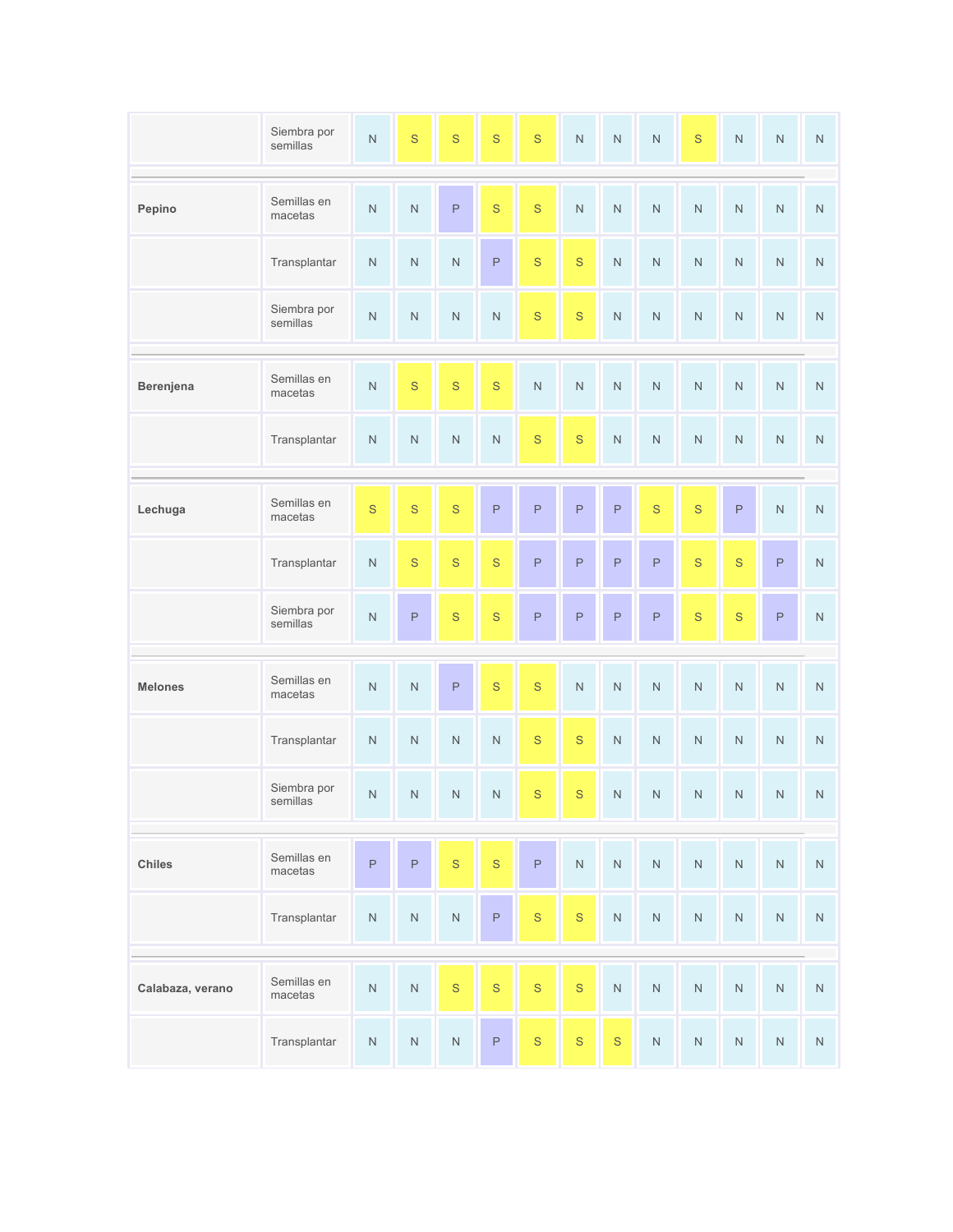| | | | | | | | | | | | | |
|---|---|---|---|---|---|---|---|---|---|---|---|---|
| | Siembra por semillas | N | S | S | S | S | N | N | N | S | N | N | N |
| | | | | | | | | | | | | | |
| **Pepino** | Semillas en macetas | N | N | P | S | S | N | N | N | N | N | N | N |
| | Transplantar | N | N | N | P | S | S | N | N | N | N | N | N |
| | Siembra por semillas | N | N | N | N | S | S | N | N | N | N | N | N |
| | | | | | | | | | | | | | |
| **Berenjena** | Semillas en macetas | N | S | S | S | N | N | N | N | N | N | N | N |
| | Transplantar | N | N | N | N | S | S | N | N | N | N | N | N |
| | | | | | | | | | | | | | |
| **Lechuga** | Semillas en macetas | S | S | S | P | P | P | P | S | S | P | N | N |
| | Transplantar | N | S | S | S | P | P | P | P | S | S | P | N |
| | Siembra por semillas | N | P | S | S | P | P | P | P | S | S | P | N |
| | | | | | | | | | | | | | |
| **Melones** | Semillas en macetas | N | N | P | S | S | N | N | N | N | N | N | N |
| | Transplantar | N | N | N | N | S | S | N | N | N | N | N | N |
| | Siembra por semillas | N | N | N | N | S | S | N | N | N | N | N | N |
| | | | | | | | | | | | | | |
| **Chiles** | Semillas en macetas | P | P | S | S | P | N | N | N | N | N | N | N |
| | Transplantar | N | N | N | P | S | S | N | N | N | N | N | N |
| | | | | | | | | | | | | | |
| **Calabaza, verano** | Semillas en macetas | N | N | S | S | S | S | N | N | N | N | N | N |
| | Transplantar | N | N | N | P | S | S | S | N | N | N | N | N |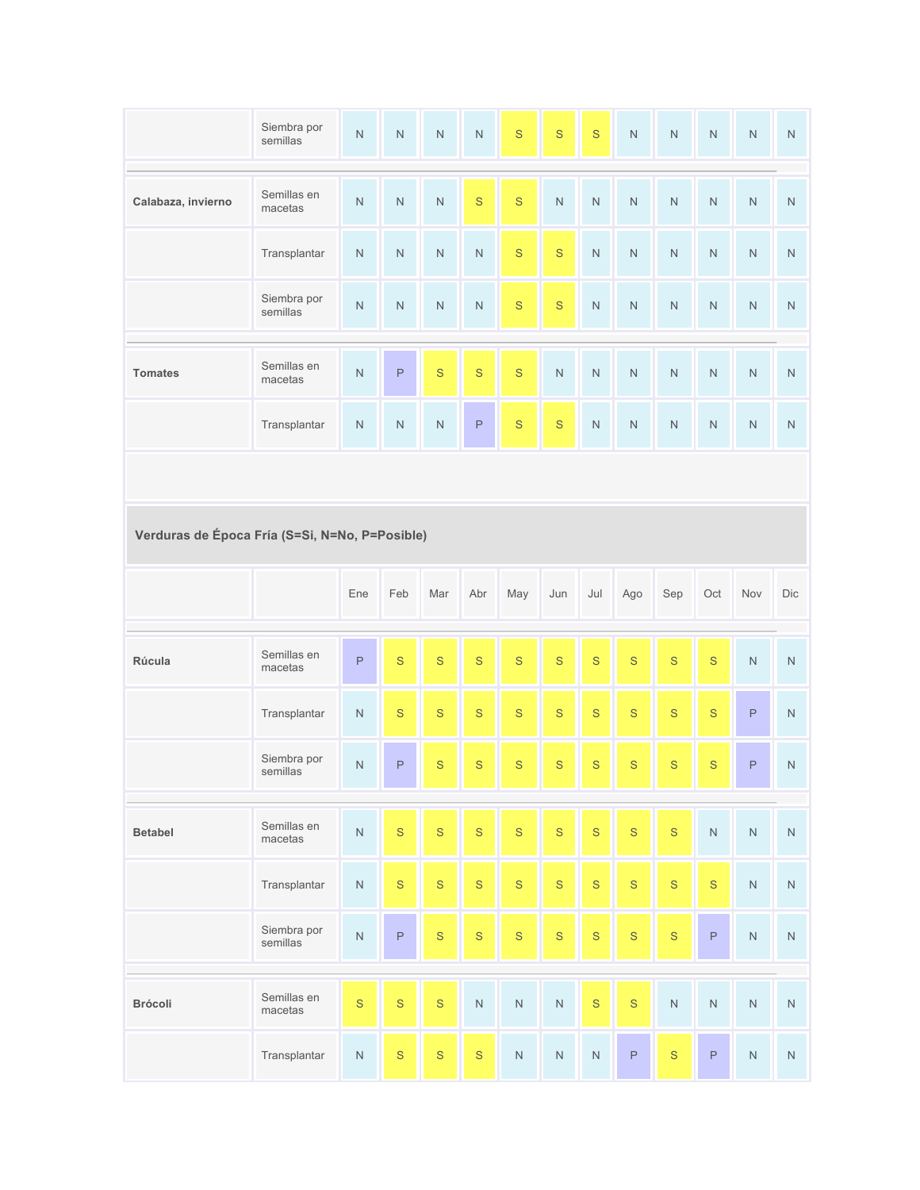| | | | | | | | | | | | | |
|---|---|---|---|---|---|---|---|---|---|---|---|---|
| | Siembra por semillas | N | N | N | N | S | S | S | N | N | N | N | N |
| **Calabaza, invierno** | Semillas en macetas | N | N | N | S | S | N | N | N | N | N | N | N |
| | Transplantar | N | N | N | N | S | S | N | N | N | N | N | N |
| | Siembra por semillas | N | N | N | N | S | S | N | N | N | N | N | N |
| **Tomates** | Semillas en macetas | N | P | S | S | S | N | N | N | N | N | N | N |
| | Transplantar | N | N | N | P | S | S | N | N | N | N | N | N |

**Verduras de Época Fría (S=Si, N=No, P=Posible)**

| | | Ene | Feb | Mar | Abr | May | Jun | Jul | Ago | Sep | Oct | Nov | Dic |
|---|---|---|---|---|---|---|---|---|---|---|---|---|---|
| **Rúcula** | Semillas en macetas | P | S | S | S | S | S | S | S | S | S | N | N |
| | Transplantar | N | S | S | S | S | S | S | S | S | S | P | N |
| | Siembra por semillas | N | P | S | S | S | S | S | S | S | S | P | N |
| **Betabel** | Semillas en macetas | N | S | S | S | S | S | S | S | S | N | N | N |
| | Transplantar | N | S | S | S | S | S | S | S | S | S | N | N |
| | Siembra por semillas | N | P | S | S | S | S | S | S | S | P | N | N |
| **Brócoli** | Semillas en macetas | S | S | S | N | N | N | S | S | N | N | N | N |
| | Transplantar | N | S | S | S | N | N | N | P | S | P | N | N |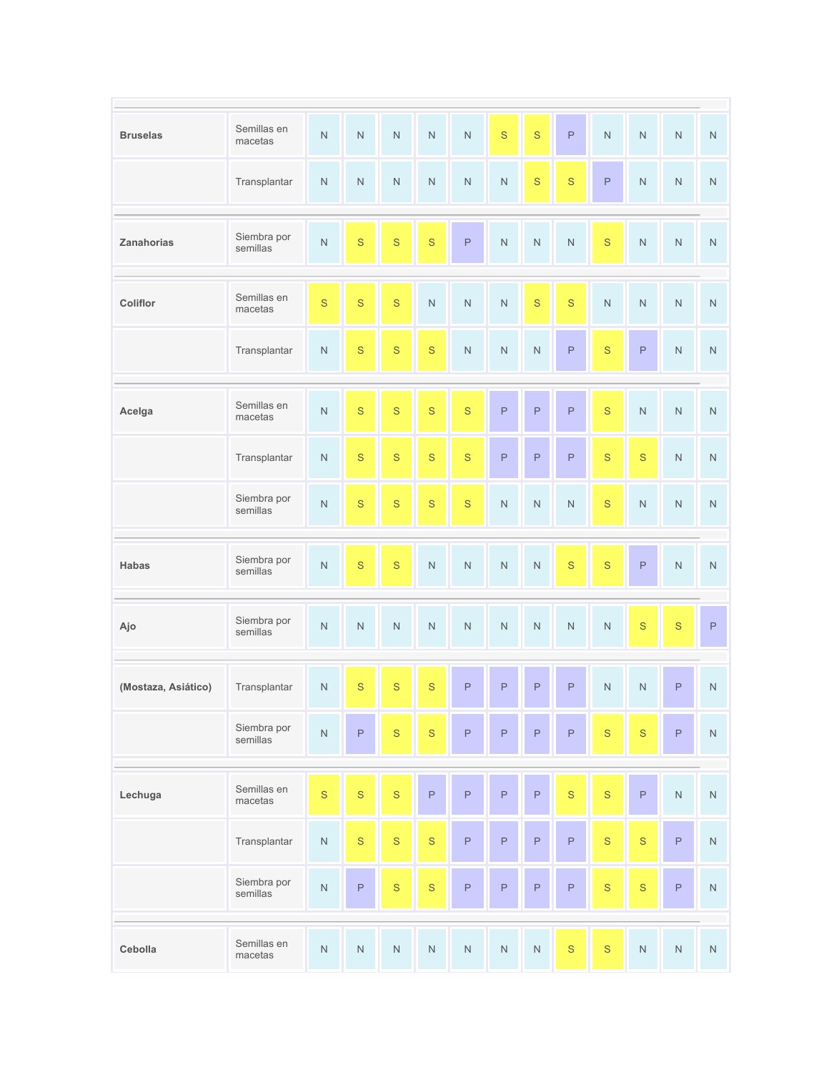| | | | | | | | | | | | | | |
|---|---|---|---|---|---|---|---|---|---|---|---|---|---|
| **Bruselas** | Semillas en macetas | N | N | N | N | N | S | S | P | N | N | N | N |
| | Transplantar | N | N | N | N | N | N | S | S | P | N | N | N |
| **Zanahorias** | Siembra por semillas | N | S | S | S | P | N | N | N | S | N | N | N |
| **Coliflor** | Semillas en macetas | S | S | S | N | N | N | S | S | N | N | N | N |
| | Transplantar | N | S | S | S | N | N | N | P | S | P | N | N |
| **Acelga** | Semillas en macetas | N | S | S | S | S | P | P | P | S | N | N | N |
| | Transplantar | N | S | S | S | S | P | P | P | S | S | N | N |
| | Siembra por semillas | N | S | S | S | S | N | N | N | S | N | N | N |
| **Habas** | Siembra por semillas | N | S | S | N | N | N | N | S | S | P | N | N |
| **Ajo** | Siembra por semillas | N | N | N | N | N | N | N | N | N | S | S | P |
| **(Mostaza, Asiático)** | Transplantar | N | S | S | S | P | P | P | P | N | N | P | N |
| | Siembra por semillas | N | P | S | S | P | P | P | P | S | S | P | N |
| **Lechuga** | Semillas en macetas | S | S | S | P | P | P | P | S | S | P | N | N |
| | Transplantar | N | S | S | S | P | P | P | P | S | S | P | N |
| | Siembra por semillas | N | P | S | S | P | P | P | P | S | S | P | N |
| **Cebolla** | Semillas en macetas | N | N | N | N | N | N | N | S | S | N | N | N |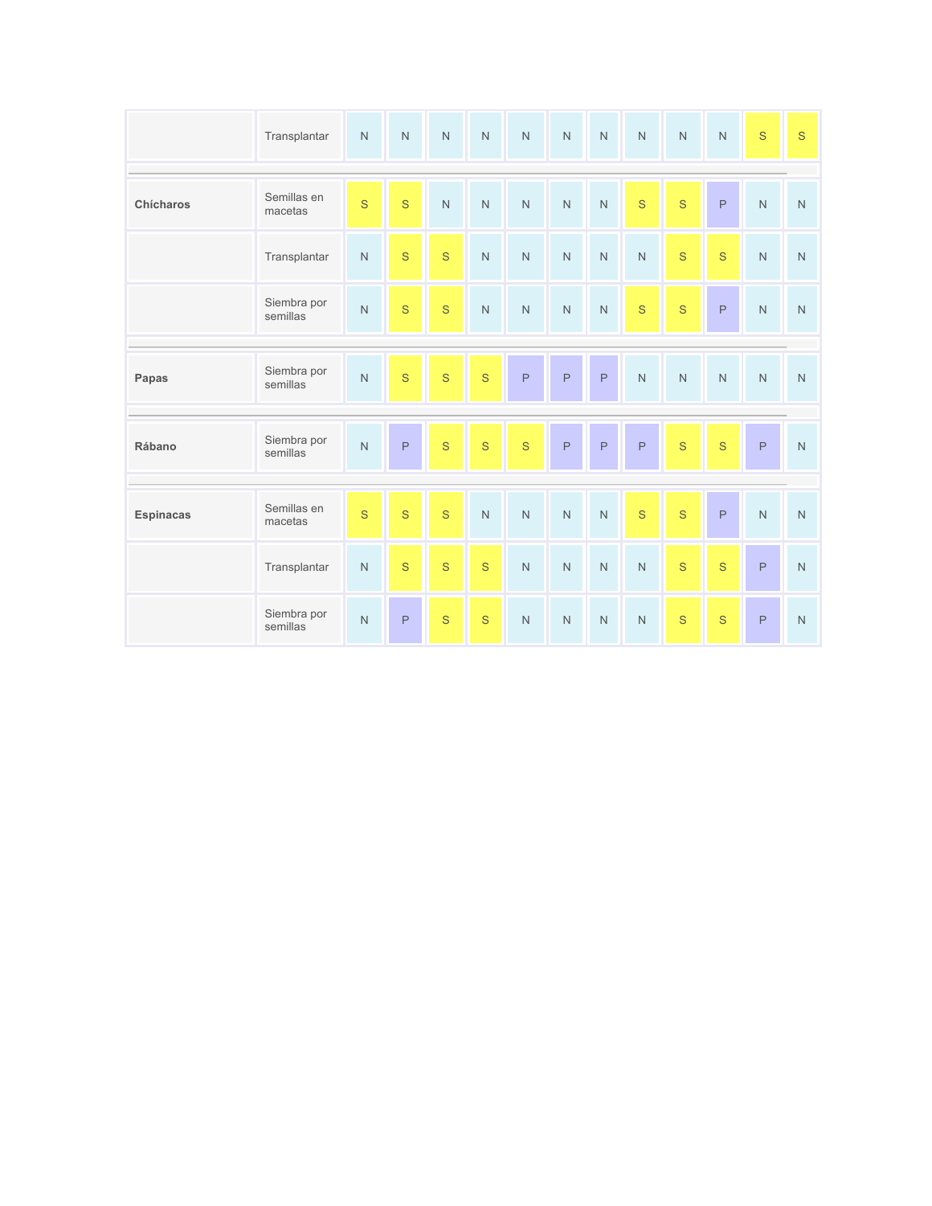| | | | | | | | | | | | | | |
|---|---|---|---|---|---|---|---|---|---|---|---|---|---|
| | Transplantar | N | N | N | N | N | N | N | N | N | N | S | S |
| | | | | | | | | | | | | | |
| **Chícharos** | Semillas en macetas | S | S | N | N | N | N | N | S | S | P | N | N |
| | Transplantar | N | S | S | N | N | N | N | N | S | S | N | N |
| | Siembra por semillas | N | S | S | N | N | N | N | S | S | P | N | N |
| | | | | | | | | | | | | | |
| **Papas** | Siembra por semillas | N | S | S | S | P | P | P | N | N | N | N | N |
| | | | | | | | | | | | | | |
| **Rábano** | Siembra por semillas | N | P | S | S | S | P | P | P | S | S | P | N |
| | | | | | | | | | | | | | |
| **Espinacas** | Semillas en macetas | S | S | S | N | N | N | N | S | S | P | N | N |
| | Transplantar | N | S | S | S | N | N | N | N | S | S | P | N |
| | Siembra por semillas | N | P | S | S | N | N | N | N | S | S | P | N |